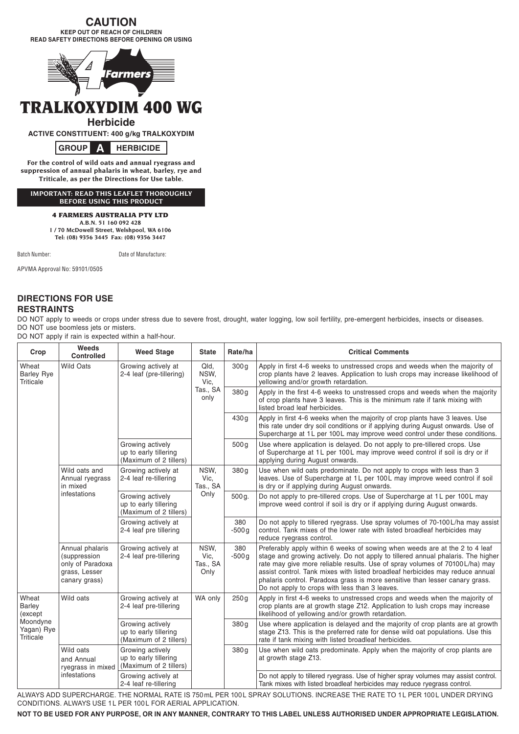# CAUTION

**KEEP OUT OF REACH OF CHILDREN**
**READ SAFETY DIRECTIONS BEFORE OPENING OR USING**

4 Farmers

# TRALKOXYDIM 400 WG

## Herbicide

**ACTIVE CONSTITUENT: 400 g/kg TRALKOXYDIM**

**GROUP A HERBICIDE**

**For the control of wild oats and annual ryegrass and suppression of annual phalaris in wheat, barley, rye and Triticale, as per the Directions for Use table.**

**IMPORTANT: READ THIS LEAFLET THOROUGHLY BEFORE USING THIS PRODUCT**

**4 FARMERS AUSTRALIA PTY LTD**
**A.B.N. 51 160 092 428**
**1 / 70 McDowell Street, Welshpool, WA 6106**
**Tel: (08) 9356 3445 Fax: (08) 9356 3447**

Batch Number: Date of Manufacture:

APVMA Approval No: 59101/0505

## DIRECTIONS FOR USE

### RESTRAINTS

DO NOT apply to weeds or crops under stress due to severe frost, drought, water logging, low soil fertility, pre-emergent herbicides, insects or diseases.
DO NOT use boomless jets or misters.
DO NOT apply if rain is expected within a half-hour.

| Crop | Weeds Controlled | Weed Stage | State | Rate/ha | Critical Comments |
|---|---|---|---|---|---|
| Wheat Barley Rye Triticale | Wild Oats | Growing actively at 2-4 leaf (pre-tillering) | Qld, NSW, Vic, Tas., SA only | 300 g | Apply in first 4-6 weeks to unstressed crops and weeds when the majority of crop plants have 2 leaves. Application to lush crops may increase likelihood of yellowing and/or growth retardation. |
| | | | | 380 g | Apply in the first 4-6 weeks to unstressed crops and weeds when the majority of crop plants have 3 leaves. This is the minimum rate if tank mixing with listed broad leaf herbicides. |
| | | | | 430 g | Apply in first 4-6 weeks when the majority of crop plants have 3 leaves. Use this rate under dry soil conditions or if applying during August onwards. Use of Supercharge at 1 L per 100 L may improve weed control under these conditions. |
| | | Growing actively up to early tillering (Maximum of 2 tillers) | | 500 g | Use where application is delayed. Do not apply to pre-tillered crops. Use of Supercharge at 1 L per 100 L may improve weed control if soil is dry or if applying during August onwards. |
| | Wild oats and Annual ryegrass in mixed infestations | Growing actively at 2-4 leaf re-tillering | NSW, Vic, Tas., SA Only | 380 g | Use when wild oats predominate. Do not apply to crops with less than 3 leaves. Use of Supercharge at 1 L per 100 L may improve weed control if soil is dry or if applying during August onwards. |
| | | Growing actively up to early tillering (Maximum of 2 tillers) | | 500 g. | Do not apply to pre-tillered crops. Use of Supercharge at 1 L per 100 L may improve weed control if soil is dry or if applying during August onwards. |
| | | Growing actively at 2-4 leaf pre tillering | | 380 -500 g | Do not apply to tillered ryegrass. Use spray volumes of 70-100 L/ha may assist control. Tank mixes of the lower rate with listed broadleaf herbicides may reduce ryegrass control. |
| | Annual phalaris (suppression only of Paradoxa grass, Lesser canary grass) | Growing actively at 2-4 leaf pre-tillering | NSW, Vic, Tas., SA Only | 380 -500 g | Preferably apply within 6 weeks of sowing when weeds are at the 2 to 4 leaf stage and growing actively. Do not apply to tillered annual phalaris. The higher rate may give more reliable results. Use of spray volumes of 70100 L/ha) may assist control. Tank mixes with listed broadleaf herbicides may reduce annual phalaris control. Paradoxa grass is more sensitive than lesser canary grass. Do not apply to crops with less than 3 leaves. |
| Wheat Barley (except Moondyne Yagan) Rye Triticale | Wild oats | Growing actively at 2-4 leaf pre-tillering | WA only | 250 g | Apply in first 4-6 weeks to unstressed crops and weeds when the majority of crop plants are at growth stage Z12. Application to lush crops may increase likelihood of yellowing and/or growth retardation. |
| | | Growing actively up to early tillering (Maximum of 2 tillers) | | 380 g | Use where application is delayed and the majority of crop plants are at growth stage Z13. This is the preferred rate for dense wild oat populations. Use this rate if tank mixing with listed broadleaf herbicides. |
| | Wild oats and Annual ryegrass in mixed infestations | Growing actively up to early tillering (Maximum of 2 tillers) | | 380 g | Use when wild oats predominate. Apply when the majority of crop plants are at growth stage Z13. |
| | | Growing actively at 2-4 leaf re-tillering | | | Do not apply to tillered ryegrass. Use of higher spray volumes may assist control. Tank mixes with listed broadleaf herbicides may reduce ryegrass control. |

ALWAYS ADD SUPERCHARGE. THE NORMAL RATE IS 750 mL PER 100 L SPRAY SOLUTIONS. INCREASE THE RATE TO 1 L PER 100 L UNDER DRYING CONDITIONS. ALWAYS USE 1 L PER 100 L FOR AERIAL APPLICATION.

**NOT TO BE USED FOR ANY PURPOSE, OR IN ANY MANNER, CONTRARY TO THIS LABEL UNLESS AUTHORISED UNDER APPROPRIATE LEGISLATION.**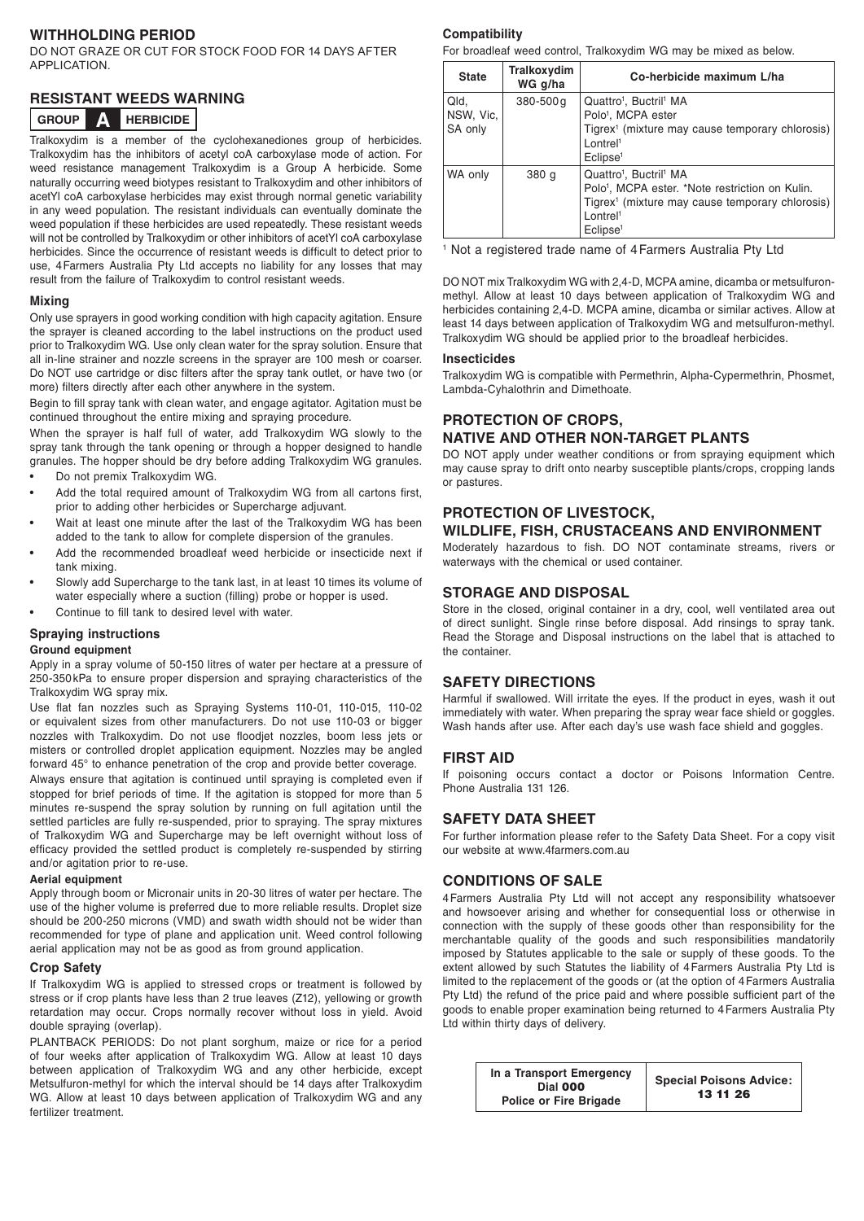## WITHHOLDING PERIOD

DO NOT GRAZE OR CUT FOR STOCK FOOD FOR 14 DAYS AFTER APPLICATION.

## RESISTANT WEEDS WARNING

**GROUP A HERBICIDE**

Tralkoxydim is a member of the cyclohexanediones group of herbicides. Tralkoxydim has the inhibitors of acetyl coA carboxylase mode of action. For weed resistance management Tralkoxydim is a Group A herbicide. Some naturally occurring weed biotypes resistant to Tralkoxydim and other inhibitors of acetYl coA carboxylase herbicides may exist through normal genetic variability in any weed population. The resistant individuals can eventually dominate the weed population if these herbicides are used repeatedly. These resistant weeds will not be controlled by Tralkoxydim or other inhibitors of acetYl coA carboxylase herbicides. Since the occurrence of resistant weeds is difficult to detect prior to use, 4Farmers Australia Pty Ltd accepts no liability for any losses that may result from the failure of Tralkoxydim to control resistant weeds.

### Mixing

Only use sprayers in good working condition with high capacity agitation. Ensure the sprayer is cleaned according to the label instructions on the product used prior to Tralkoxydim WG. Use only clean water for the spray solution. Ensure that all in-line strainer and nozzle screens in the sprayer are 100 mesh or coarser. Do NOT use cartridge or disc filters after the spray tank outlet, or have two (or more) filters directly after each other anywhere in the system.

Begin to fill spray tank with clean water, and engage agitator. Agitation must be continued throughout the entire mixing and spraying procedure.

When the sprayer is half full of water, add Tralkoxydim WG slowly to the spray tank through the tank opening or through a hopper designed to handle granules. The hopper should be dry before adding Tralkoxydim WG granules.

- Do not premix Tralkoxydim WG.
- Add the total required amount of Tralkoxydim WG from all cartons first, prior to adding other herbicides or Supercharge adjuvant.
- Wait at least one minute after the last of the Tralkoxydim WG has been added to the tank to allow for complete dispersion of the granules.
- Add the recommended broadleaf weed herbicide or insecticide next if tank mixing.
- Slowly add Supercharge to the tank last, in at least 10 times its volume of water especially where a suction (filling) probe or hopper is used.
- Continue to fill tank to desired level with water.

### Spraying instructions

#### Ground equipment

Apply in a spray volume of 50-150 litres of water per hectare at a pressure of 250-350kPa to ensure proper dispersion and spraying characteristics of the Tralkoxydim WG spray mix.

Use flat fan nozzles such as Spraying Systems 110-01, 110-015, 110-02 or equivalent sizes from other manufacturers. Do not use 110-03 or bigger nozzles with Tralkoxydim. Do not use floodjet nozzles, boom less jets or misters or controlled droplet application equipment. Nozzles may be angled forward 45° to enhance penetration of the crop and provide better coverage.

Always ensure that agitation is continued until spraying is completed even if stopped for brief periods of time. If the agitation is stopped for more than 5 minutes re-suspend the spray solution by running on full agitation until the settled particles are fully re-suspended, prior to spraying. The spray mixtures of Tralkoxydim WG and Supercharge may be left overnight without loss of efficacy provided the settled product is completely re-suspended by stirring and/or agitation prior to re-use.

#### Aerial equipment

Apply through boom or Micronair units in 20-30 litres of water per hectare. The use of the higher volume is preferred due to more reliable results. Droplet size should be 200-250 microns (VMD) and swath width should not be wider than recommended for type of plane and application unit. Weed control following aerial application may not be as good as from ground application.

### Crop Safety

If Tralkoxydim WG is applied to stressed crops or treatment is followed by stress or if crop plants have less than 2 true leaves (Z12), yellowing or growth retardation may occur. Crops normally recover without loss in yield. Avoid double spraying (overlap).

PLANTBACK PERIODS: Do not plant sorghum, maize or rice for a period of four weeks after application of Tralkoxydim WG. Allow at least 10 days between application of Tralkoxydim WG and any other herbicide, except Metsulfuron-methyl for which the interval should be 14 days after Tralkoxydim WG. Allow at least 10 days between application of Tralkoxydim WG and any fertilizer treatment.

### Compatibility

For broadleaf weed control, Tralkoxydim WG may be mixed as below.

| State | Tralkoxydim WG g/ha | Co-herbicide maximum L/ha |
|---|---|---|
| Qld, NSW, Vic, SA only | 380-500g | Quattro[1], Buctril[1] MA<br>Polo[1], MCPA ester<br>Tigrex[1] (mixture may cause temporary chlorosis)<br>Lontrel[1]<br>Eclipse[1] |
| WA only | 380 g | Quattro[1], Buctril[1] MA<br>Polo[1], MCPA ester. *Note restriction on Kulin.<br>Tigrex[1] (mixture may cause temporary chlorosis)<br>Lontrel[1]<br>Eclipse[1] |

[1] Not a registered trade name of 4Farmers Australia Pty Ltd

DO NOT mix Tralkoxydim WG with 2,4-D, MCPA amine, dicamba or metsulfuron-methyl. Allow at least 10 days between application of Tralkoxydim WG and herbicides containing 2,4-D. MCPA amine, dicamba or similar actives. Allow at least 14 days between application of Tralkoxydim WG and metsulfuron-methyl. Tralkoxydim WG should be applied prior to the broadleaf herbicides.

### Insecticides

Tralkoxydim WG is compatible with Permethrin, Alpha-Cypermethrin, Phosmet, Lambda-Cyhalothrin and Dimethoate.

## PROTECTION OF CROPS, NATIVE AND OTHER NON-TARGET PLANTS

DO NOT apply under weather conditions or from spraying equipment which may cause spray to drift onto nearby susceptible plants/crops, cropping lands or pastures.

## PROTECTION OF LIVESTOCK, WILDLIFE, FISH, CRUSTACEANS AND ENVIRONMENT

Moderately hazardous to fish. DO NOT contaminate streams, rivers or waterways with the chemical or used container.

## STORAGE AND DISPOSAL

Store in the closed, original container in a dry, cool, well ventilated area out of direct sunlight. Single rinse before disposal. Add rinsings to spray tank. Read the Storage and Disposal instructions on the label that is attached to the container.

## SAFETY DIRECTIONS

Harmful if swallowed. Will irritate the eyes. If the product in eyes, wash it out immediately with water. When preparing the spray wear face shield or goggles. Wash hands after use. After each day's use wash face shield and goggles.

## FIRST AID

If poisoning occurs contact a doctor or Poisons Information Centre. Phone Australia 131 126.

## SAFETY DATA SHEET

For further information please refer to the Safety Data Sheet. For a copy visit our website at www.4farmers.com.au

## CONDITIONS OF SALE

4Farmers Australia Pty Ltd will not accept any responsibility whatsoever and howsoever arising and whether for consequential loss or otherwise in connection with the supply of these goods other than responsibility for the merchantable quality of the goods and such responsibilities mandatorily imposed by Statutes applicable to the sale or supply of these goods. To the extent allowed by such Statutes the liability of 4Farmers Australia Pty Ltd is limited to the replacement of the goods or (at the option of 4Farmers Australia Pty Ltd) the refund of the price paid and where possible sufficient part of the goods to enable proper examination being returned to 4Farmers Australia Pty Ltd within thirty days of delivery.

| | |
|---|---|
| **In a Transport Emergency<br>Dial 000<br>Police or Fire Brigade** | **Special Poisons Advice:<br>13 11 26** |